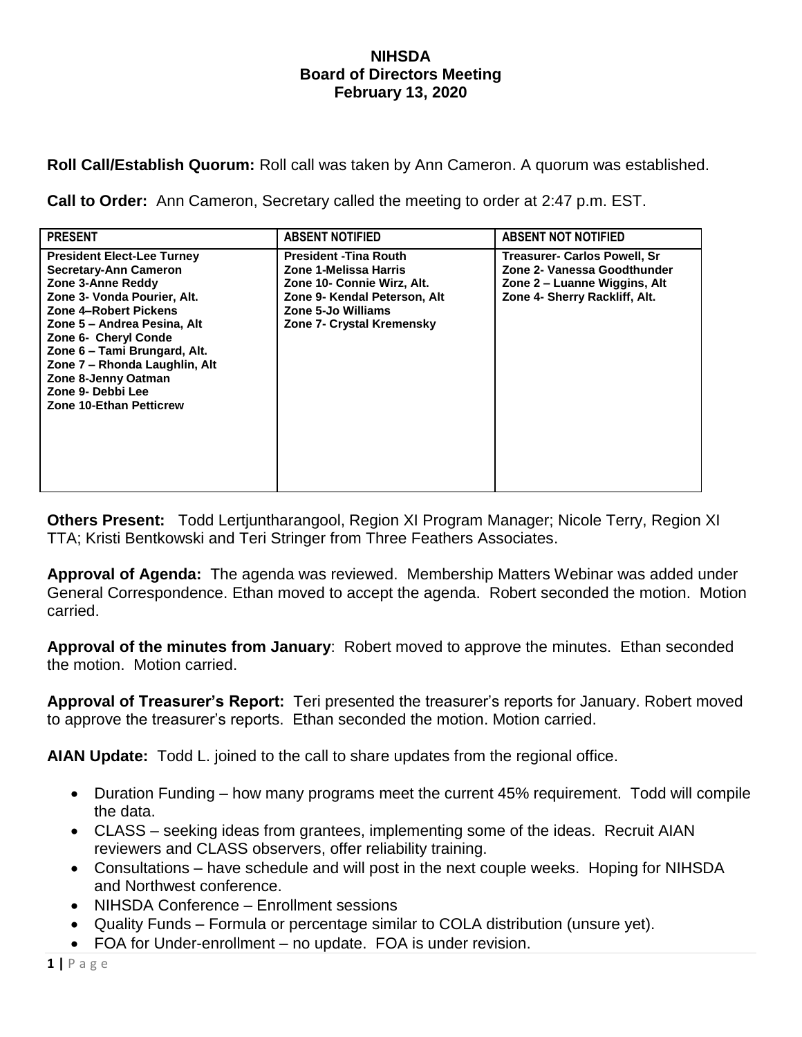# NIHSDA
## Board of Directors Meeting
### February 13, 2020

**Roll Call/Establish Quorum:** Roll call was taken by Ann Cameron. A quorum was established.

**Call to Order:** Ann Cameron, Secretary called the meeting to order at 2:47 p.m. EST.

| PRESENT | ABSENT NOTIFIED | ABSENT NOT NOTIFIED |
|---|---|---|
| President Elect-Lee Turney | President -Tina Routh | Treasurer- Carlos Powell, Sr |
| Secretary-Ann Cameron | Zone 1-Melissa Harris | Zone 2- Vanessa Goodthunder |
| Zone 3-Anne Reddy | Zone 10- Connie Wirz, Alt. | Zone 2 – Luanne Wiggins, Alt |
| Zone 3- Vonda Pourier, Alt. | Zone 9- Kendal Peterson, Alt | Zone 4- Sherry Rackliff, Alt. |
| Zone 4–Robert Pickens | Zone 5-Jo Williams | |
| Zone 5 – Andrea Pesina, Alt | Zone 7- Crystal Kremensky | |
| Zone 6- Cheryl Conde | | |
| Zone 6 – Tami Brungard, Alt. | | |
| Zone 7 – Rhonda Laughlin, Alt | | |
| Zone 8-Jenny Oatman | | |
| Zone 9- Debbi Lee | | |
| Zone 10-Ethan Petticrew | | |

**Others Present:** Todd Lertjuntharangool, Region XI Program Manager; Nicole Terry, Region XI TTA; Kristi Bentkowski and Teri Stringer from Three Feathers Associates.

**Approval of Agenda:** The agenda was reviewed. Membership Matters Webinar was added under General Correspondence. Ethan moved to accept the agenda. Robert seconded the motion. Motion carried.

**Approval of the minutes from January**: Robert moved to approve the minutes. Ethan seconded the motion. Motion carried.

**Approval of Treasurer's Report:** Teri presented the treasurer's reports for January. Robert moved to approve the treasurer's reports. Ethan seconded the motion. Motion carried.

**AIAN Update:** Todd L. joined to the call to share updates from the regional office.

- Duration Funding – how many programs meet the current 45% requirement. Todd will compile the data.
- CLASS – seeking ideas from grantees, implementing some of the ideas. Recruit AIAN reviewers and CLASS observers, offer reliability training.
- Consultations – have schedule and will post in the next couple weeks. Hoping for NIHSDA and Northwest conference.
- NIHSDA Conference – Enrollment sessions
- Quality Funds – Formula or percentage similar to COLA distribution (unsure yet).
- FOA for Under-enrollment – no update. FOA is under revision.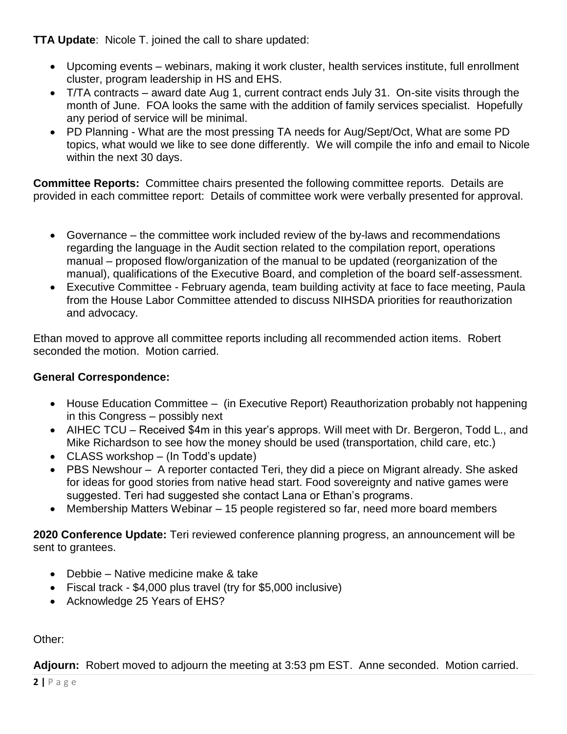**TTA Update**: Nicole T. joined the call to share updated:

- Upcoming events – webinars, making it work cluster, health services institute, full enrollment cluster, program leadership in HS and EHS.
- T/TA contracts – award date Aug 1, current contract ends July 31. On-site visits through the month of June. FOA looks the same with the addition of family services specialist. Hopefully any period of service will be minimal.
- PD Planning - What are the most pressing TA needs for Aug/Sept/Oct, What are some PD topics, what would we like to see done differently. We will compile the info and email to Nicole within the next 30 days.

**Committee Reports:** Committee chairs presented the following committee reports. Details are provided in each committee report: Details of committee work were verbally presented for approval.

- Governance – the committee work included review of the by-laws and recommendations regarding the language in the Audit section related to the compilation report, operations manual – proposed flow/organization of the manual to be updated (reorganization of the manual), qualifications of the Executive Board, and completion of the board self-assessment.
- Executive Committee - February agenda, team building activity at face to face meeting, Paula from the House Labor Committee attended to discuss NIHSDA priorities for reauthorization and advocacy.

Ethan moved to approve all committee reports including all recommended action items. Robert seconded the motion. Motion carried.

**General Correspondence:**

- House Education Committee – (in Executive Report) Reauthorization probably not happening in this Congress – possibly next
- AIHEC TCU – Received $4m in this year's approps. Will meet with Dr. Bergeron, Todd L., and Mike Richardson to see how the money should be used (transportation, child care, etc.)
- CLASS workshop – (In Todd's update)
- PBS Newshour – A reporter contacted Teri, they did a piece on Migrant already. She asked for ideas for good stories from native head start. Food sovereignty and native games were suggested. Teri had suggested she contact Lana or Ethan's programs.
- Membership Matters Webinar – 15 people registered so far, need more board members

**2020 Conference Update:** Teri reviewed conference planning progress, an announcement will be sent to grantees.

- Debbie – Native medicine make & take
- Fiscal track - $4,000 plus travel (try for $5,000 inclusive)
- Acknowledge 25 Years of EHS?

Other:

**Adjourn:** Robert moved to adjourn the meeting at 3:53 pm EST. Anne seconded. Motion carried.